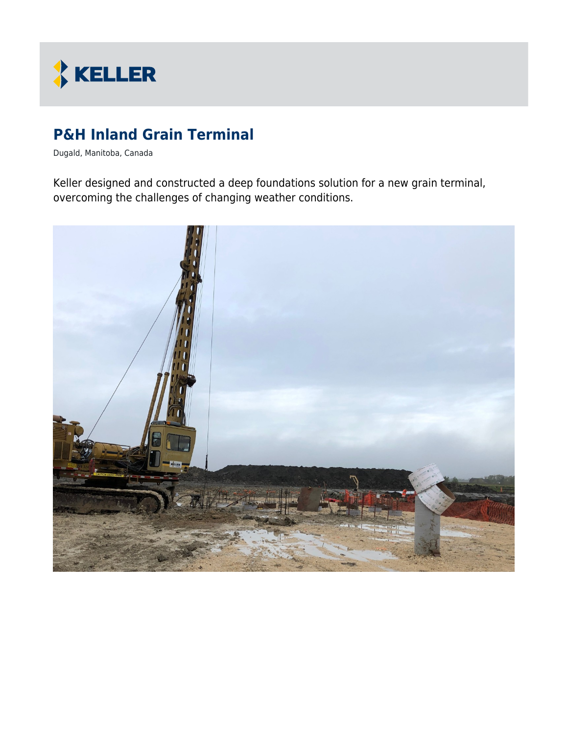KELLER

# P&H Inland Grain Terminal

Dugald, Manitoba, Canada

Keller designed and constructed a deep foundations solution for a new grain terminal, overcoming the challenges of changing weather conditions.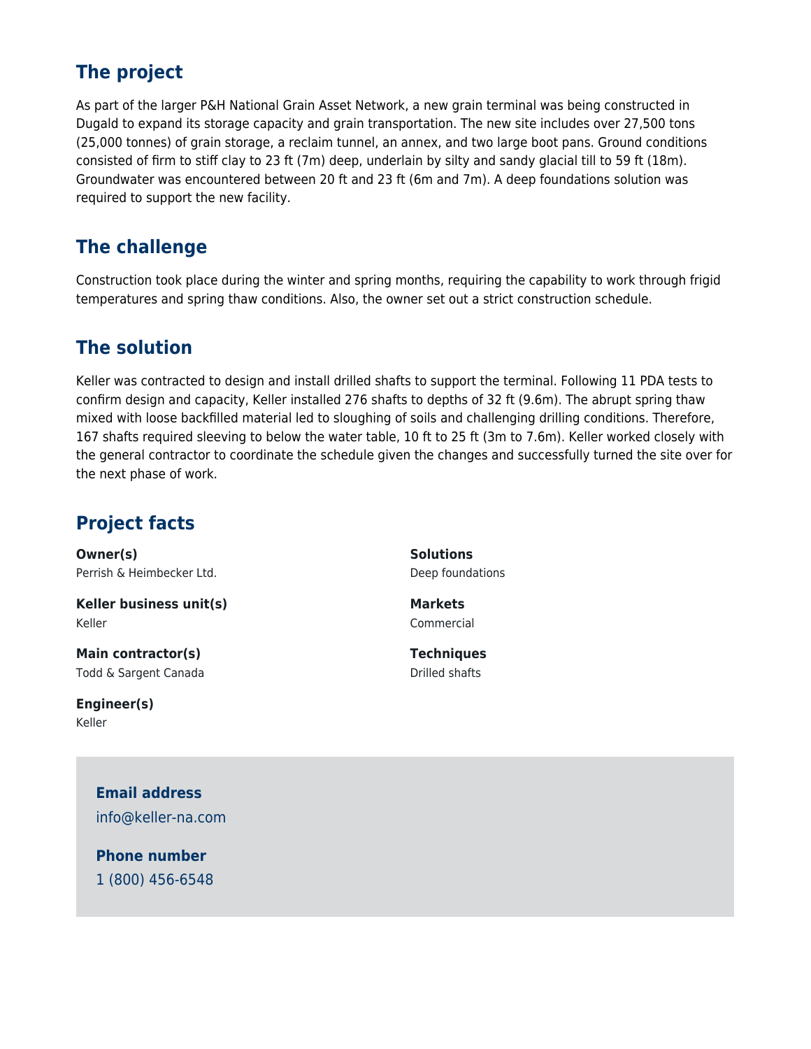## The project

As part of the larger P&H National Grain Asset Network, a new grain terminal was being constructed in Dugald to expand its storage capacity and grain transportation. The new site includes over 27,500 tons (25,000 tonnes) of grain storage, a reclaim tunnel, an annex, and two large boot pans. Ground conditions consisted of firm to stiff clay to 23 ft (7m) deep, underlain by silty and sandy glacial till to 59 ft (18m). Groundwater was encountered between 20 ft and 23 ft (6m and 7m). A deep foundations solution was required to support the new facility.

## The challenge

Construction took place during the winter and spring months, requiring the capability to work through frigid temperatures and spring thaw conditions. Also, the owner set out a strict construction schedule.

## The solution

Keller was contracted to design and install drilled shafts to support the terminal. Following 11 PDA tests to confirm design and capacity, Keller installed 276 shafts to depths of 32 ft (9.6m). The abrupt spring thaw mixed with loose backfilled material led to sloughing of soils and challenging drilling conditions. Therefore, 167 shafts required sleeving to below the water table, 10 ft to 25 ft (3m to 7.6m). Keller worked closely with the general contractor to coordinate the schedule given the changes and successfully turned the site over for the next phase of work.

## Project facts

**Owner(s)**
Perrish & Heimbecker Ltd.

**Keller business unit(s)**
Keller

**Main contractor(s)**
Todd & Sargent Canada

**Engineer(s)**
Keller

**Solutions**
Deep foundations

**Markets**
Commercial

**Techniques**
Drilled shafts

**Email address**
info@keller-na.com

**Phone number**
1 (800) 456-6548